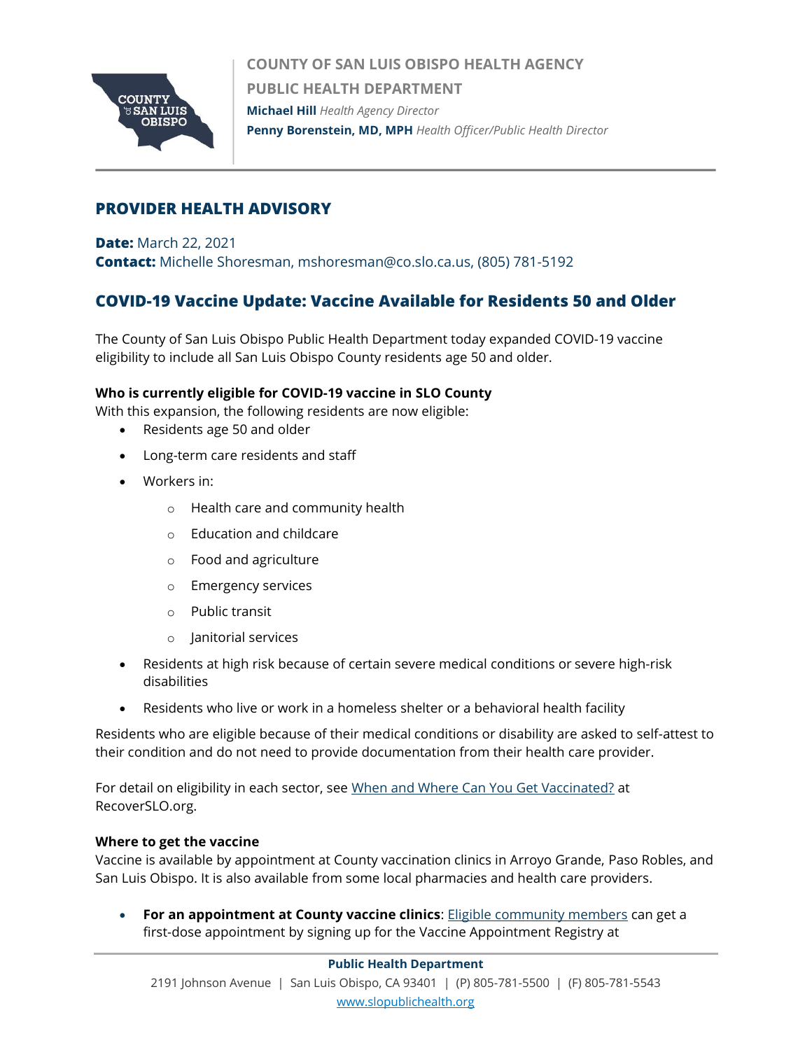COUNTY OF SAN LUIS OBISPO HEALTH AGENCY

PUBLIC HEALTH DEPARTMENT

**Michael Hill** *Health Agency Director*

**Penny Borenstein, MD, MPH** *Health Officer/Public Health Director*

## PROVIDER HEALTH ADVISORY

**Date:** March 22, 2021

**Contact:** Michelle Shoresman, mshoresman@co.slo.ca.us, (805) 781-5192

## COVID-19 Vaccine Update: Vaccine Available for Residents 50 and Older

The County of San Luis Obispo Public Health Department today expanded COVID-19 vaccine eligibility to include all San Luis Obispo County residents age 50 and older.

**Who is currently eligible for COVID-19 vaccine in SLO County**

With this expansion, the following residents are now eligible:

- Residents age 50 and older
- Long-term care residents and staff
- Workers in:
  - Health care and community health
  - Education and childcare
  - Food and agriculture
  - Emergency services
  - Public transit
  - Janitorial services
- Residents at high risk because of certain severe medical conditions or severe high-risk disabilities
- Residents who live or work in a homeless shelter or a behavioral health facility

Residents who are eligible because of their medical conditions or disability are asked to self-attest to their condition and do not need to provide documentation from their health care provider.

For detail on eligibility in each sector, see [When and Where Can You Get Vaccinated?](#) at RecoverSLO.org.

**Where to get the vaccine**

Vaccine is available by appointment at County vaccination clinics in Arroyo Grande, Paso Robles, and San Luis Obispo. It is also available from some local pharmacies and health care providers.

- **For an appointment at County vaccine clinics**: [Eligible community members](#) can get a first-dose appointment by signing up for the Vaccine Appointment Registry at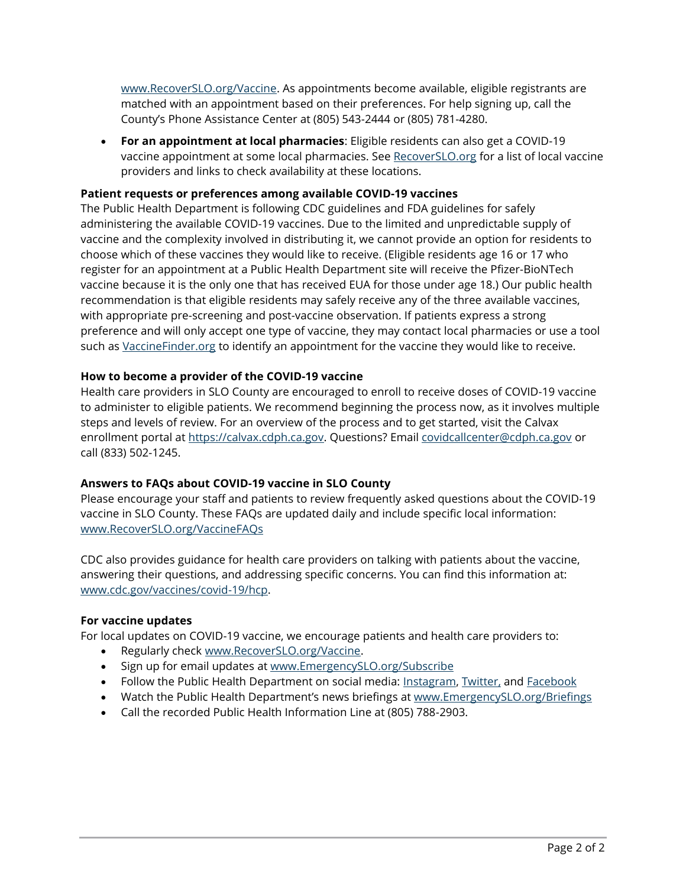www.RecoverSLO.org/Vaccine. As appointments become available, eligible registrants are matched with an appointment based on their preferences. For help signing up, call the County's Phone Assistance Center at (805) 543-2444 or (805) 781-4280.

- **For an appointment at local pharmacies**: Eligible residents can also get a COVID-19 vaccine appointment at some local pharmacies. See RecoverSLO.org for a list of local vaccine providers and links to check availability at these locations.

**Patient requests or preferences among available COVID-19 vaccines**

The Public Health Department is following CDC guidelines and FDA guidelines for safely administering the available COVID-19 vaccines. Due to the limited and unpredictable supply of vaccine and the complexity involved in distributing it, we cannot provide an option for residents to choose which of these vaccines they would like to receive. (Eligible residents age 16 or 17 who register for an appointment at a Public Health Department site will receive the Pfizer-BioNTech vaccine because it is the only one that has received EUA for those under age 18.) Our public health recommendation is that eligible residents may safely receive any of the three available vaccines, with appropriate pre-screening and post-vaccine observation. If patients express a strong preference and will only accept one type of vaccine, they may contact local pharmacies or use a tool such as VaccineFinder.org to identify an appointment for the vaccine they would like to receive.

**How to become a provider of the COVID-19 vaccine**

Health care providers in SLO County are encouraged to enroll to receive doses of COVID-19 vaccine to administer to eligible patients. We recommend beginning the process now, as it involves multiple steps and levels of review. For an overview of the process and to get started, visit the Calvax enrollment portal at https://calvax.cdph.ca.gov. Questions? Email covidcallcenter@cdph.ca.gov or call (833) 502-1245.

**Answers to FAQs about COVID-19 vaccine in SLO County**

Please encourage your staff and patients to review frequently asked questions about the COVID-19 vaccine in SLO County. These FAQs are updated daily and include specific local information: www.RecoverSLO.org/VaccineFAQs

CDC also provides guidance for health care providers on talking with patients about the vaccine, answering their questions, and addressing specific concerns. You can find this information at: www.cdc.gov/vaccines/covid-19/hcp.

**For vaccine updates**

For local updates on COVID-19 vaccine, we encourage patients and health care providers to:

- Regularly check www.RecoverSLO.org/Vaccine.
- Sign up for email updates at www.EmergencySLO.org/Subscribe
- Follow the Public Health Department on social media: Instagram, Twitter, and Facebook
- Watch the Public Health Department's news briefings at www.EmergencySLO.org/Briefings
- Call the recorded Public Health Information Line at (805) 788-2903.